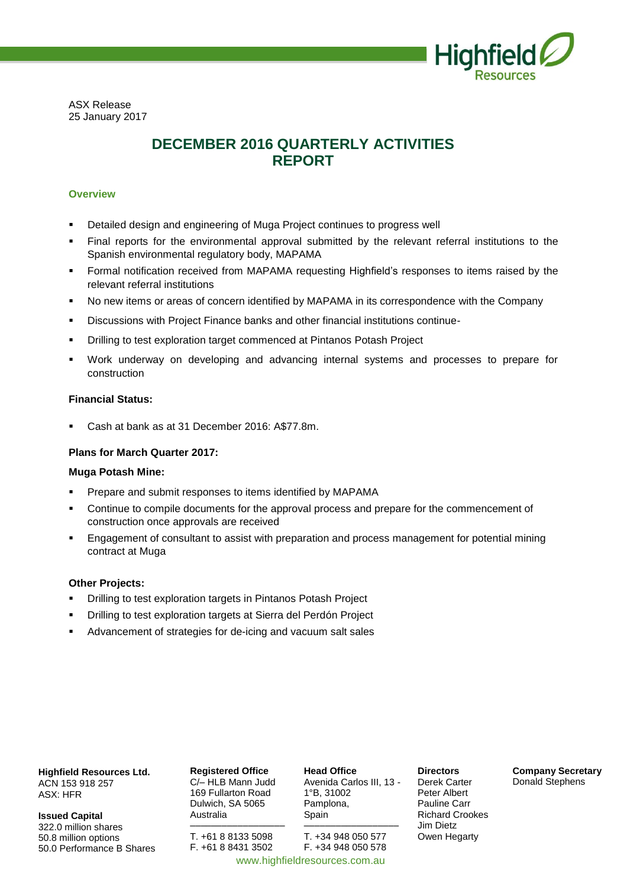ASX Release
25 January 2017

# DECEMBER 2016 QUARTERLY ACTIVITIES REPORT

### Overview

- Detailed design and engineering of Muga Project continues to progress well
- Final reports for the environmental approval submitted by the relevant referral institutions to the Spanish environmental regulatory body, MAPAMA
- Formal notification received from MAPAMA requesting Highfield's responses to items raised by the relevant referral institutions
- No new items or areas of concern identified by MAPAMA in its correspondence with the Company
- Discussions with Project Finance banks and other financial institutions continue-
- Drilling to test exploration target commenced at Pintanos Potash Project
- Work underway on developing and advancing internal systems and processes to prepare for construction

**Financial Status:**

- Cash at bank as at 31 December 2016: A$77.8m.

**Plans for March Quarter 2017:**

**Muga Potash Mine:**

- Prepare and submit responses to items identified by MAPAMA
- Continue to compile documents for the approval process and prepare for the commencement of construction once approvals are received
- Engagement of consultant to assist with preparation and process management for potential mining contract at Muga

**Other Projects:**

- Drilling to test exploration targets in Pintanos Potash Project
- Drilling to test exploration targets at Sierra del Perdón Project
- Advancement of strategies for de-icing and vacuum salt sales

**Highfield Resources Ltd.**
ACN 153 918 257
ASX: HFR

**Issued Capital**
322.0 million shares
50.8 million options
50.0 Performance B Shares

**Registered Office**
C/– HLB Mann Judd
169 Fullarton Road
Dulwich, SA 5065
Australia

T. +61 8 8133 5098
F. +61 8 8431 3502

**Head Office**
Avenida Carlos III, 13 - 1°B, 31002
Pamplona,
Spain

T. +34 948 050 577
F. +34 948 050 578

**Directors**
Derek Carter
Peter Albert
Pauline Carr
Richard Crookes
Jim Dietz
Owen Hegarty

**Company Secretary**
Donald Stephens

www.highfieldresources.com.au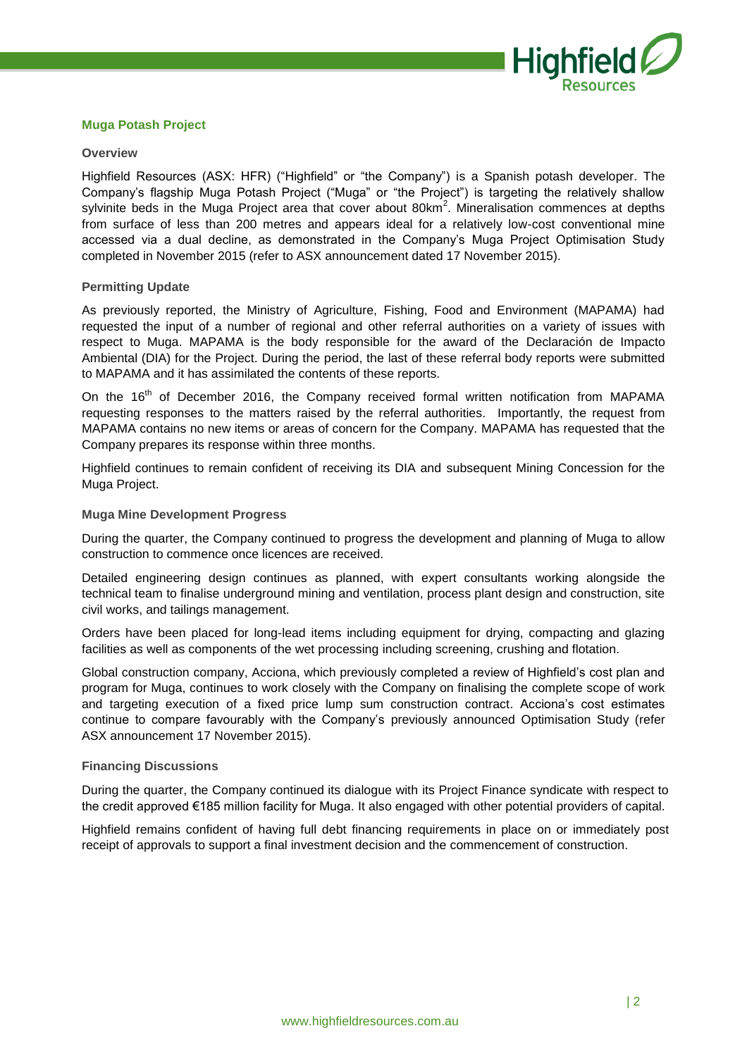## Muga Potash Project

### Overview

Highfield Resources (ASX: HFR) ("Highfield" or "the Company") is a Spanish potash developer. The Company's flagship Muga Potash Project ("Muga" or "the Project") is targeting the relatively shallow sylvinite beds in the Muga Project area that cover about $80km^2$. Mineralisation commences at depths from surface of less than 200 metres and appears ideal for a relatively low-cost conventional mine accessed via a dual decline, as demonstrated in the Company's Muga Project Optimisation Study completed in November 2015 (refer to ASX announcement dated 17 November 2015).

### Permitting Update

As previously reported, the Ministry of Agriculture, Fishing, Food and Environment (MAPAMA) had requested the input of a number of regional and other referral authorities on a variety of issues with respect to Muga. MAPAMA is the body responsible for the award of the Declaración de Impacto Ambiental (DIA) for the Project. During the period, the last of these referral body reports were submitted to MAPAMA and it has assimilated the contents of these reports.

On the 16th of December 2016, the Company received formal written notification from MAPAMA requesting responses to the matters raised by the referral authorities. Importantly, the request from MAPAMA contains no new items or areas of concern for the Company. MAPAMA has requested that the Company prepares its response within three months.

Highfield continues to remain confident of receiving its DIA and subsequent Mining Concession for the Muga Project.

### Muga Mine Development Progress

During the quarter, the Company continued to progress the development and planning of Muga to allow construction to commence once licences are received.

Detailed engineering design continues as planned, with expert consultants working alongside the technical team to finalise underground mining and ventilation, process plant design and construction, site civil works, and tailings management.

Orders have been placed for long-lead items including equipment for drying, compacting and glazing facilities as well as components of the wet processing including screening, crushing and flotation.

Global construction company, Acciona, which previously completed a review of Highfield's cost plan and program for Muga, continues to work closely with the Company on finalising the complete scope of work and targeting execution of a fixed price lump sum construction contract. Acciona's cost estimates continue to compare favourably with the Company's previously announced Optimisation Study (refer ASX announcement 17 November 2015).

### Financing Discussions

During the quarter, the Company continued its dialogue with its Project Finance syndicate with respect to the credit approved €185 million facility for Muga. It also engaged with other potential providers of capital.

Highfield remains confident of having full debt financing requirements in place on or immediately post receipt of approvals to support a final investment decision and the commencement of construction.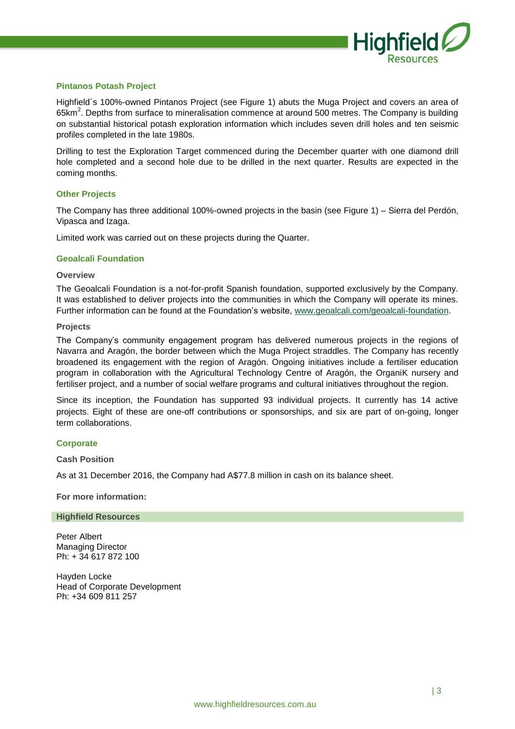## Pintanos Potash Project

Highfield´s 100%-owned Pintanos Project (see Figure 1) abuts the Muga Project and covers an area of 65km$^2$. Depths from surface to mineralisation commence at around 500 metres. The Company is building on substantial historical potash exploration information which includes seven drill holes and ten seismic profiles completed in the late 1980s.

Drilling to test the Exploration Target commenced during the December quarter with one diamond drill hole completed and a second hole due to be drilled in the next quarter. Results are expected in the coming months.

## Other Projects

The Company has three additional 100%-owned projects in the basin (see Figure 1) – Sierra del Perdón, Vipasca and Izaga.

Limited work was carried out on these projects during the Quarter.

## Geoalcali Foundation

### Overview

The Geoalcali Foundation is a not-for-profit Spanish foundation, supported exclusively by the Company. It was established to deliver projects into the communities in which the Company will operate its mines. Further information can be found at the Foundation's website, www.geoalcali.com/geoalcali-foundation.

### Projects

The Company's community engagement program has delivered numerous projects in the regions of Navarra and Aragón, the border between which the Muga Project straddles. The Company has recently broadened its engagement with the region of Aragón. Ongoing initiatives include a fertiliser education program in collaboration with the Agricultural Technology Centre of Aragón, the OrganiK nursery and fertiliser project, and a number of social welfare programs and cultural initiatives throughout the region.

Since its inception, the Foundation has supported 93 individual projects. It currently has 14 active projects. Eight of these are one-off contributions or sponsorships, and six are part of on-going, longer term collaborations.

## Corporate

### Cash Position

As at 31 December 2016, the Company had A$77.8 million in cash on its balance sheet.

**For more information:**

**Highfield Resources**

Peter Albert
Managing Director
Ph: + 34 617 872 100

Hayden Locke
Head of Corporate Development
Ph: +34 609 811 257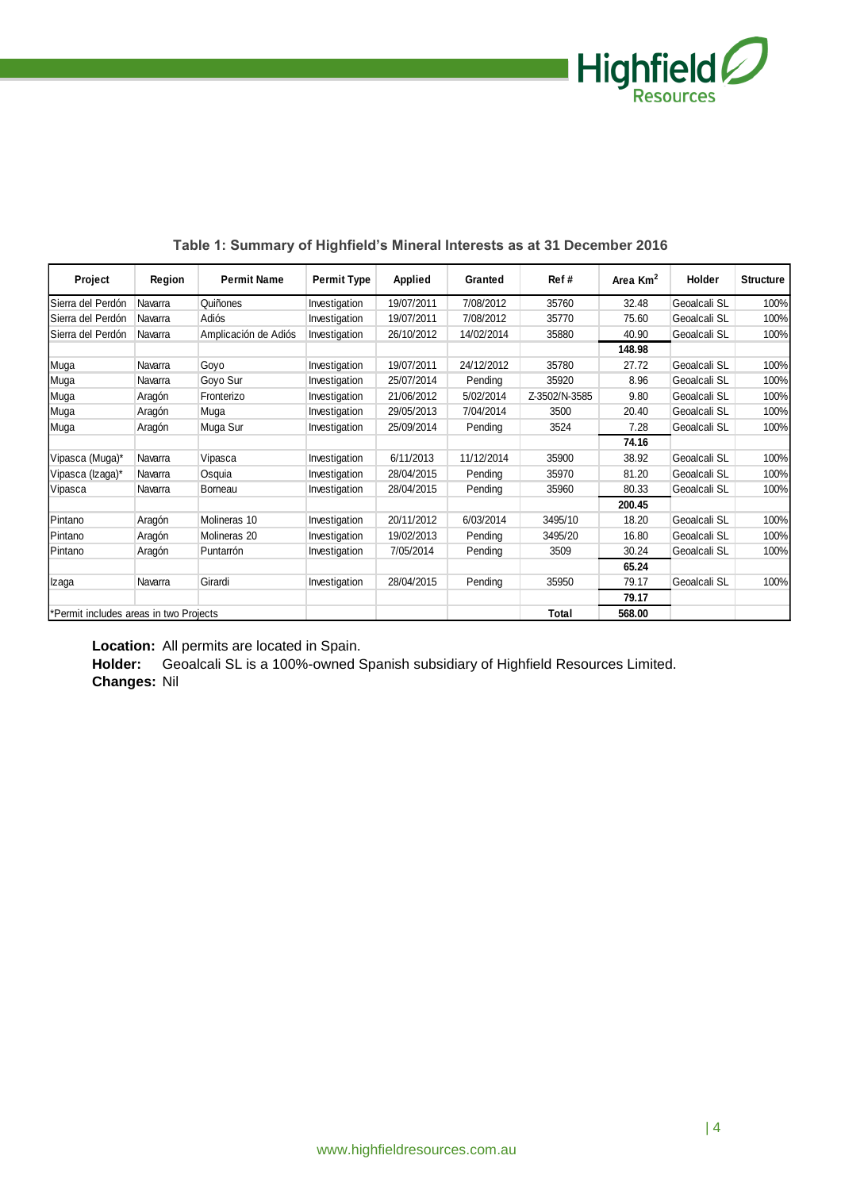**Table 1: Summary of Highfield's Mineral Interests as at 31 December 2016**

| Project | Region | Permit Name | Permit Type | Applied | Granted | Ref # | Area Km$^2$ | Holder | Structure |
|---|---|---|---|---|---|---|---|---|---|
| Sierra del Perdón | Navarra | Quiñones | Investigation | 19/07/2011 | 7/08/2012 | 35760 | 32.48 | Geoalcali SL | 100% |
| Sierra del Perdón | Navarra | Adiós | Investigation | 19/07/2011 | 7/08/2012 | 35770 | 75.60 | Geoalcali SL | 100% |
| Sierra del Perdón | Navarra | Amplicación de Adiós | Investigation | 26/10/2012 | 14/02/2014 | 35880 | 40.90 | Geoalcali SL | 100% |
| | | | | | | | **148.98** | | |
| Muga | Navarra | Goyo | Investigation | 19/07/2011 | 24/12/2012 | 35780 | 27.72 | Geoalcali SL | 100% |
| Muga | Navarra | Goyo Sur | Investigation | 25/07/2014 | Pending | 35920 | 8.96 | Geoalcali SL | 100% |
| Muga | Aragón | Fronterizo | Investigation | 21/06/2012 | 5/02/2014 | Z-3502/N-3585 | 9.80 | Geoalcali SL | 100% |
| Muga | Aragón | Muga | Investigation | 29/05/2013 | 7/04/2014 | 3500 | 20.40 | Geoalcali SL | 100% |
| Muga | Aragón | Muga Sur | Investigation | 25/09/2014 | Pending | 3524 | 7.28 | Geoalcali SL | 100% |
| | | | | | | | **74.16** | | |
| Vipasca (Muga)* | Navarra | Vipasca | Investigation | 6/11/2013 | 11/12/2014 | 35900 | 38.92 | Geoalcali SL | 100% |
| Vipasca (Izaga)* | Navarra | Osquia | Investigation | 28/04/2015 | Pending | 35970 | 81.20 | Geoalcali SL | 100% |
| Vipasca | Navarra | Borneau | Investigation | 28/04/2015 | Pending | 35960 | 80.33 | Geoalcali SL | 100% |
| | | | | | | | **200.45** | | |
| Pintano | Aragón | Molineras 10 | Investigation | 20/11/2012 | 6/03/2014 | 3495/10 | 18.20 | Geoalcali SL | 100% |
| Pintano | Aragón | Molineras 20 | Investigation | 19/02/2013 | Pending | 3495/20 | 16.80 | Geoalcali SL | 100% |
| Pintano | Aragón | Puntarrón | Investigation | 7/05/2014 | Pending | 3509 | 30.24 | Geoalcali SL | 100% |
| | | | | | | | **65.24** | | |
| Izaga | Navarra | Girardi | Investigation | 28/04/2015 | Pending | 35950 | 79.17 | Geoalcali SL | 100% |
| | | | | | | | **79.17** | | |
| *Permit includes areas in two Projects | | | | | | **Total** | **568.00** | | |

**Location:** All permits are located in Spain.
**Holder:** Geoalcali SL is a 100%-owned Spanish subsidiary of Highfield Resources Limited.
**Changes:** Nil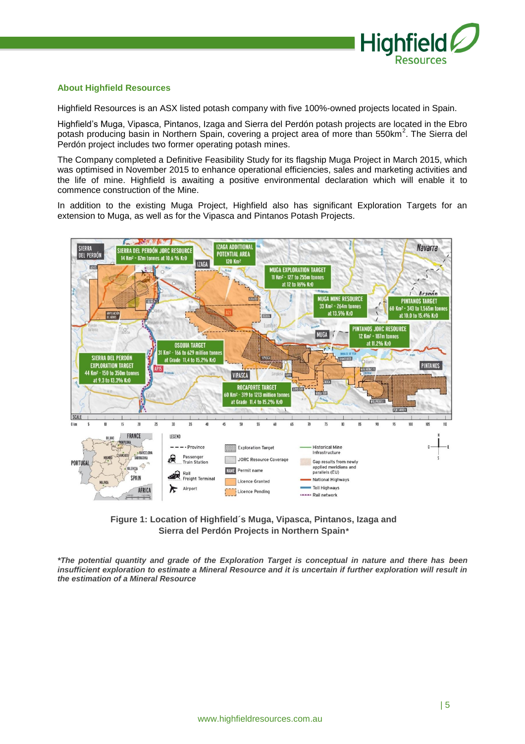## About Highfield Resources

Highfield Resources is an ASX listed potash company with five 100%-owned projects located in Spain.

Highfield's Muga, Vipasca, Pintanos, Izaga and Sierra del Perdón potash projects are located in the Ebro potash producing basin in Northern Spain, covering a project area of more than 550km$^2$. The Sierra del Perdón project includes two former operating potash mines.

The Company completed a Definitive Feasibility Study for its flagship Muga Project in March 2015, which was optimised in November 2015 to enhance operational efficiencies, sales and marketing activities and the life of mine. Highfield is awaiting a positive environmental declaration which will enable it to commence construction of the Mine.

In addition to the existing Muga Project, Highfield also has significant Exploration Targets for an extension to Muga, as well as for the Vipasca and Pintanos Potash Projects.

**Figure 1: Location of Highfield´s Muga, Vipasca, Pintanos, Izaga and Sierra del Perdón Projects in Northern Spain***

****The potential quantity and grade of the Exploration Target is conceptual in nature and there has been insufficient exploration to estimate a Mineral Resource and it is uncertain if further exploration will result in the estimation of a Mineral Resource***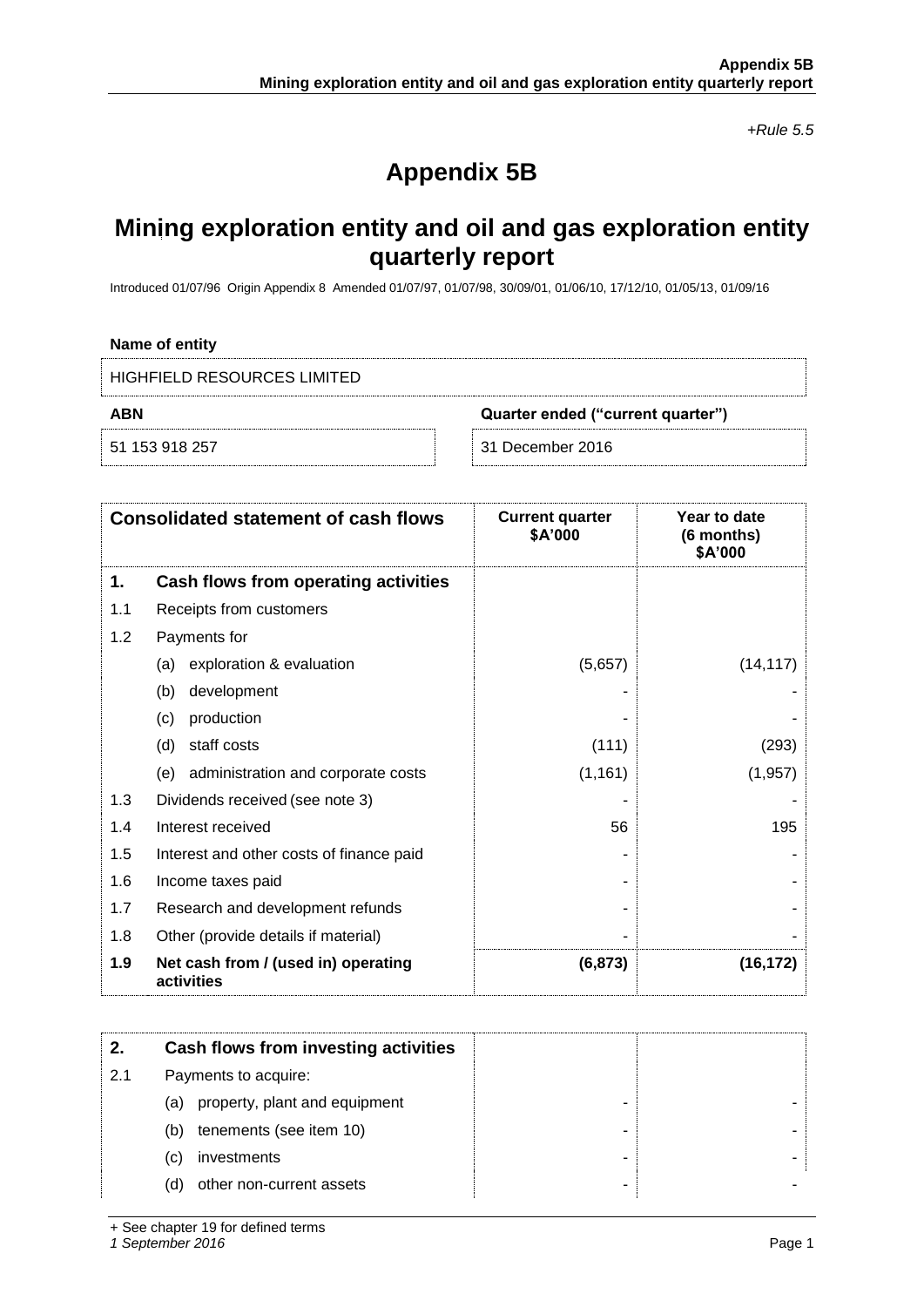*+Rule 5.5*

# Appendix 5B

## Mining exploration entity and oil and gas exploration entity quarterly report

Introduced 01/07/96 Origin Appendix 8 Amended 01/07/97, 01/07/98, 30/09/01, 01/06/10, 17/12/10, 01/05/13, 01/09/16

**Name of entity**

HIGHFIELD RESOURCES LIMITED

| ABN | Quarter ended ("current quarter") |
|---|---|
| 51 153 918 257 | 31 December 2016 |

| | Consolidated statement of cash flows | Current quarter $A'000 | Year to date (6 months) $A'000 |
|---|---|---|---|
| **1.** | **Cash flows from operating activities** | | |
| 1.1 | Receipts from customers | | |
| 1.2 | Payments for | | |
| | (a) exploration & evaluation | (5,657) | (14,117) |
| | (b) development | - | - |
| | (c) production | - | - |
| | (d) staff costs | (111) | (293) |
| | (e) administration and corporate costs | (1,161) | (1,957) |
| 1.3 | Dividends received (see note 3) | - | - |
| 1.4 | Interest received | 56 | 195 |
| 1.5 | Interest and other costs of finance paid | - | - |
| 1.6 | Income taxes paid | - | - |
| 1.7 | Research and development refunds | - | - |
| 1.8 | Other (provide details if material) | - | - |
| **1.9** | **Net cash from / (used in) operating activities** | **(6,873)** | **(16,172)** |

| | | | |
|---|---|---|---|
| **2.** | **Cash flows from investing activities** | | |
| 2.1 | Payments to acquire: | | |
| | (a) property, plant and equipment | - | - |
| | (b) tenements (see item 10) | - | - |
| | (c) investments | - | - |
| | (d) other non-current assets | - | - |

+ See chapter 19 for defined terms
*1 September 2016*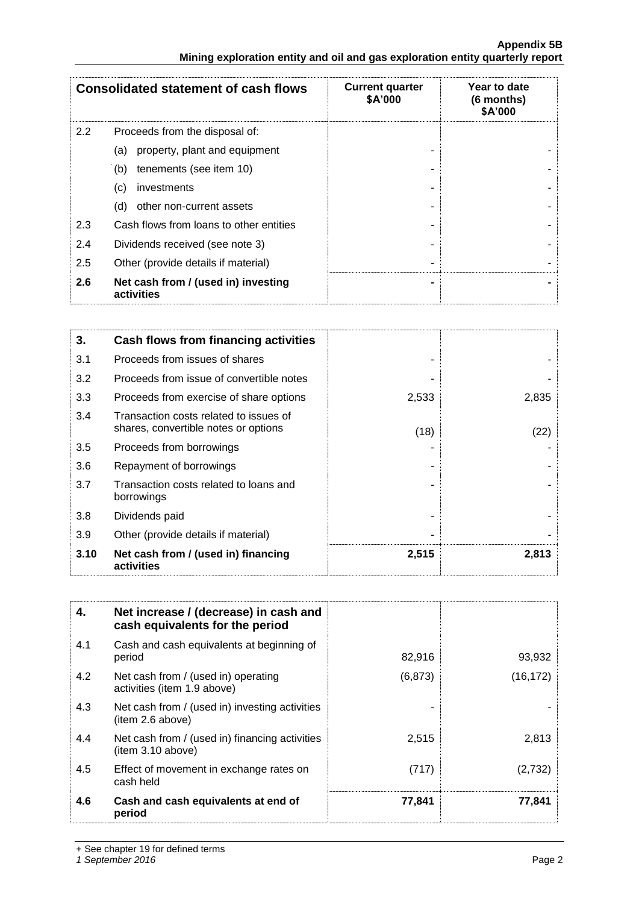| Consolidated statement of cash flows | | Current quarter $A'000 | Year to date (6 months) $A'000 |
|---|---|---|---|
| 2.2 | Proceeds from the disposal of: | | |
| | (a) property, plant and equipment | - | - |
| | (b) tenements (see item 10) | - | - |
| | (c) investments | - | - |
| | (d) other non-current assets | - | - |
| 2.3 | Cash flows from loans to other entities | - | - |
| 2.4 | Dividends received (see note 3) | - | - |
| 2.5 | Other (provide details if material) | - | - |
| **2.6** | **Net cash from / (used in) investing activities** | **-** | **-** |

| | | | |
|---|---|---|---|
| **3.** | **Cash flows from financing activities** | | |
| 3.1 | Proceeds from issues of shares | - | - |
| 3.2 | Proceeds from issue of convertible notes | - | - |
| 3.3 | Proceeds from exercise of share options | 2,533 | 2,835 |
| 3.4 | Transaction costs related to issues of shares, convertible notes or options | (18) | (22) |
| 3.5 | Proceeds from borrowings | - | - |
| 3.6 | Repayment of borrowings | - | - |
| 3.7 | Transaction costs related to loans and borrowings | - | - |
| 3.8 | Dividends paid | - | - |
| 3.9 | Other (provide details if material) | - | - |
| **3.10** | **Net cash from / (used in) financing activities** | **2,515** | **2,813** |

| | | | |
|---|---|---|---|
| **4.** | **Net increase / (decrease) in cash and cash equivalents for the period** | | |
| 4.1 | Cash and cash equivalents at beginning of period | 82,916 | 93,932 |
| 4.2 | Net cash from / (used in) operating activities (item 1.9 above) | (6,873) | (16,172) |
| 4.3 | Net cash from / (used in) investing activities (item 2.6 above) | - | - |
| 4.4 | Net cash from / (used in) financing activities (item 3.10 above) | 2,515 | 2,813 |
| 4.5 | Effect of movement in exchange rates on cash held | (717) | (2,732) |
| **4.6** | **Cash and cash equivalents at end of period** | **77,841** | **77,841** |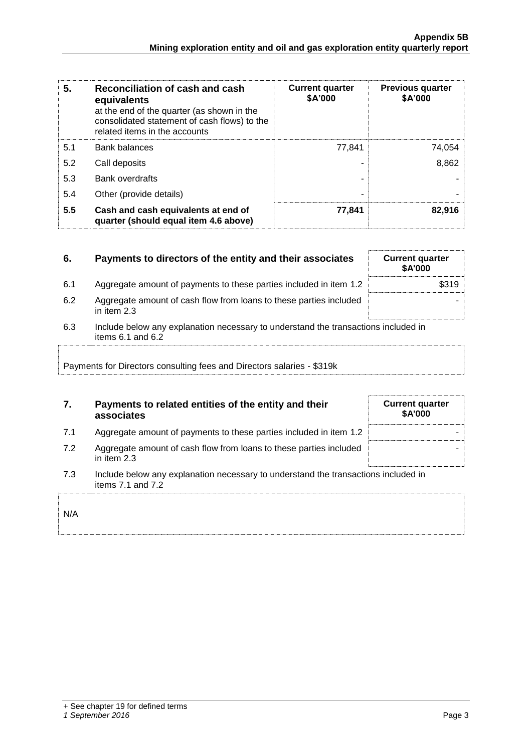| 5. | Reconciliation of cash and cash equivalents at the end of the quarter (as shown in the consolidated statement of cash flows) to the related items in the accounts | Current quarter $A'000 | Previous quarter $A'000 |
|---|---|---|---|
| 5.1 | Bank balances | 77,841 | 74,054 |
| 5.2 | Call deposits | - | 8,862 |
| 5.3 | Bank overdrafts | - | - |
| 5.4 | Other (provide details) | - | - |
| **5.5** | **Cash and cash equivalents at end of quarter (should equal item 4.6 above)** | **77,841** | **82,916** |

| 6. | Payments to directors of the entity and their associates | Current quarter $A'000 |
|---|---|---|
| 6.1 | Aggregate amount of payments to these parties included in item 1.2 | $319 |
| 6.2 | Aggregate amount of cash flow from loans to these parties included in item 2.3 | - |

6.3 Include below any explanation necessary to understand the transactions included in items 6.1 and 6.2

Payments for Directors consulting fees and Directors salaries - $319k

| 7. | Payments to related entities of the entity and their associates | Current quarter $A'000 |
|---|---|---|
| 7.1 | Aggregate amount of payments to these parties included in item 1.2 | - |
| 7.2 | Aggregate amount of cash flow from loans to these parties included in item 2.3 | - |

7.3 Include below any explanation necessary to understand the transactions included in items 7.1 and 7.2

N/A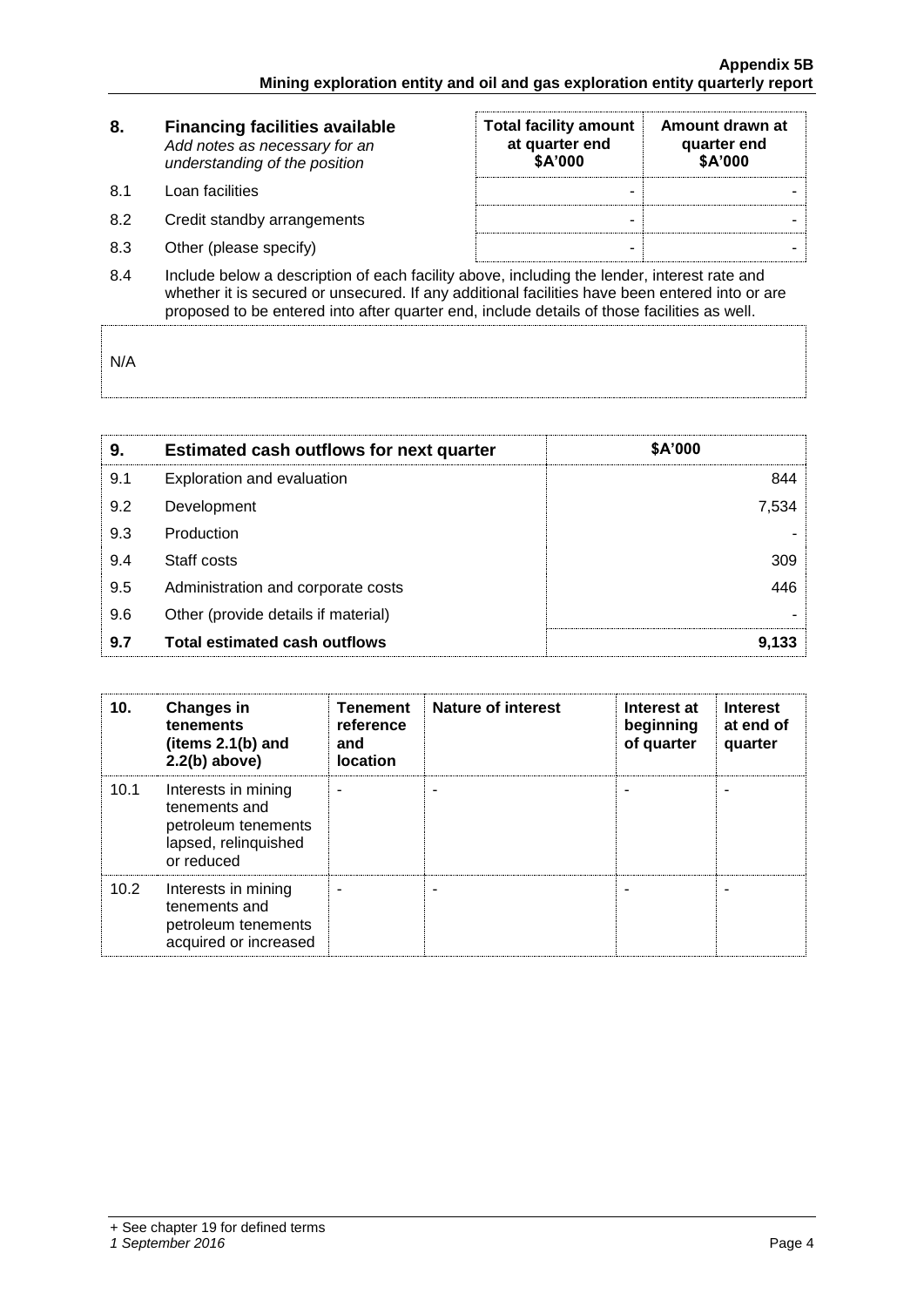| 8. | **Financing facilities available** *Add notes as necessary for an understanding of the position* | **Total facility amount at quarter end $A'000** | **Amount drawn at quarter end $A'000** |
|---|---|---|---|
| 8.1 | Loan facilities | - | - |
| 8.2 | Credit standby arrangements | - | - |
| 8.3 | Other (please specify) | - | - |

8.4 Include below a description of each facility above, including the lender, interest rate and whether it is secured or unsecured. If any additional facilities have been entered into or are proposed to be entered into after quarter end, include details of those facilities as well.

N/A

| 9. | **Estimated cash outflows for next quarter** | **$A'000** |
|---|---|---|
| 9.1 | Exploration and evaluation | 844 |
| 9.2 | Development | 7,534 |
| 9.3 | Production | - |
| 9.4 | Staff costs | 309 |
| 9.5 | Administration and corporate costs | 446 |
| 9.6 | Other (provide details if material) | - |
| **9.7** | **Total estimated cash outflows** | **9,133** |

| 10. | **Changes in tenements (items 2.1(b) and 2.2(b) above)** | **Tenement reference and location** | **Nature of interest** | **Interest at beginning of quarter** | **Interest at end of quarter** |
|---|---|---|---|---|---|
| 10.1 | Interests in mining tenements and petroleum tenements lapsed, relinquished or reduced | - | - | - | - |
| 10.2 | Interests in mining tenements and petroleum tenements acquired or increased | - | - | - | - |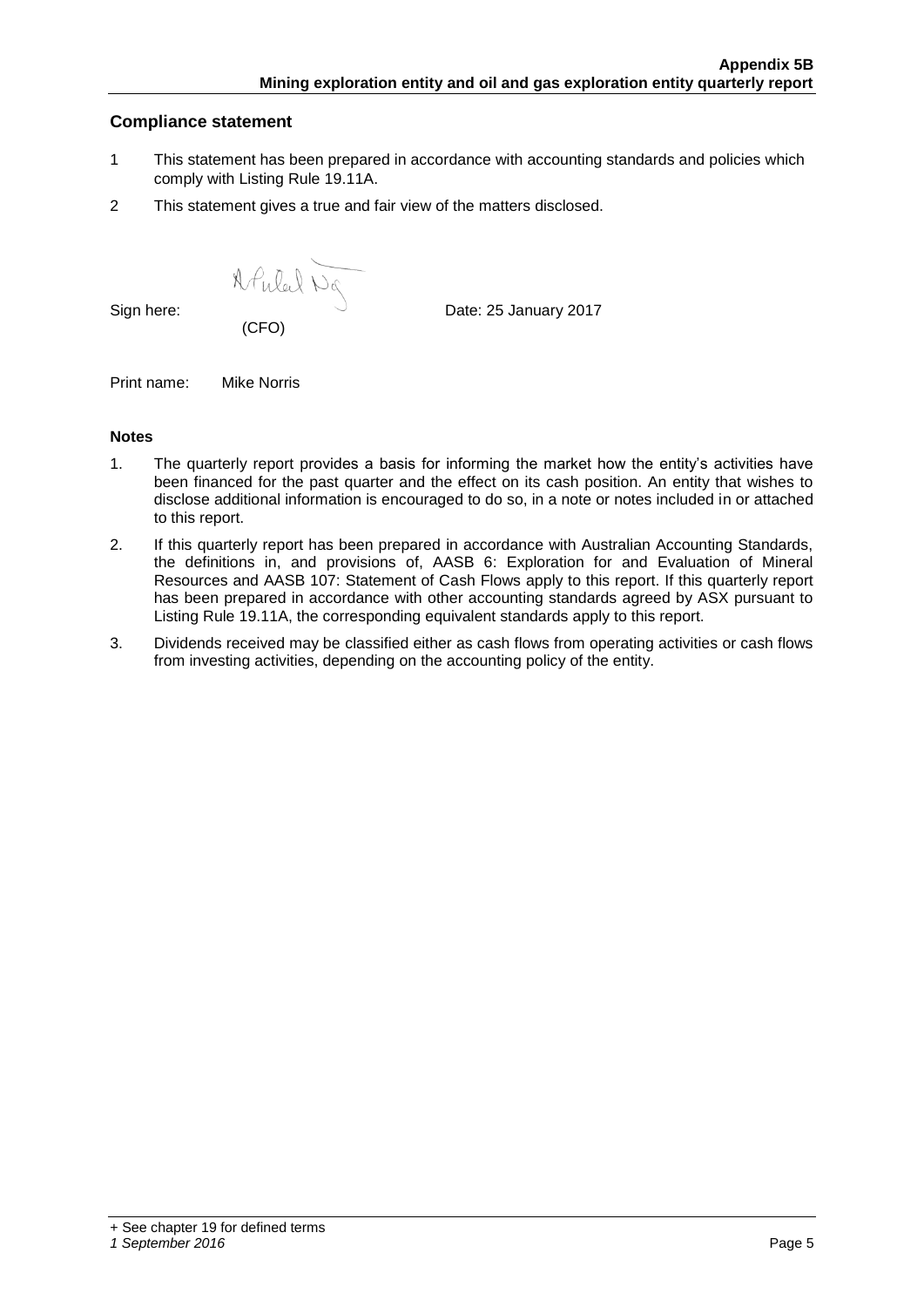## Compliance statement

1. This statement has been prepared in accordance with accounting standards and policies which comply with Listing Rule 19.11A.
2. This statement gives a true and fair view of the matters disclosed.

Sign here: (CFO) Date: 25 January 2017

Print name: Mike Norris

### Notes

1. The quarterly report provides a basis for informing the market how the entity's activities have been financed for the past quarter and the effect on its cash position. An entity that wishes to disclose additional information is encouraged to do so, in a note or notes included in or attached to this report.
2. If this quarterly report has been prepared in accordance with Australian Accounting Standards, the definitions in, and provisions of, AASB 6: Exploration for and Evaluation of Mineral Resources and AASB 107: Statement of Cash Flows apply to this report. If this quarterly report has been prepared in accordance with other accounting standards agreed by ASX pursuant to Listing Rule 19.11A, the corresponding equivalent standards apply to this report.
3. Dividends received may be classified either as cash flows from operating activities or cash flows from investing activities, depending on the accounting policy of the entity.